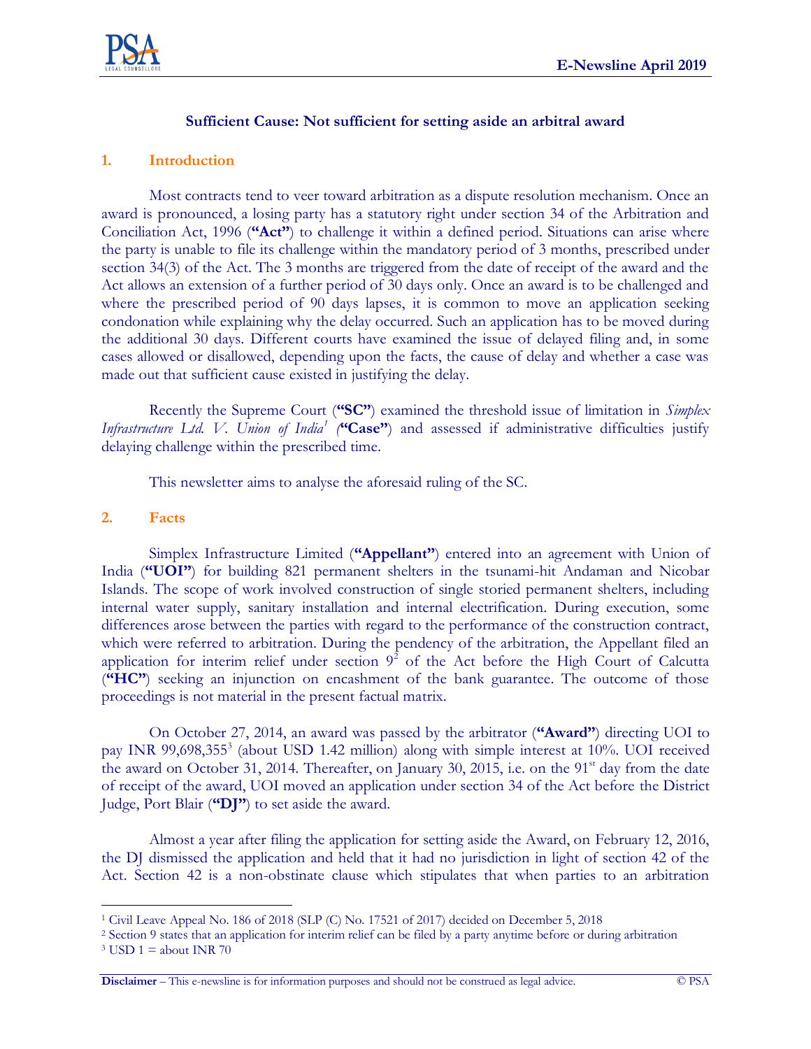## Sufficient Cause: Not sufficient for setting aside an arbitral award

### 1. Introduction

Most contracts tend to veer toward arbitration as a dispute resolution mechanism. Once an award is pronounced, a losing party has a statutory right under section 34 of the Arbitration and Conciliation Act, 1996 (**"Act"**) to challenge it within a defined period. Situations can arise where the party is unable to file its challenge within the mandatory period of 3 months, prescribed under section 34(3) of the Act. The 3 months are triggered from the date of receipt of the award and the Act allows an extension of a further period of 30 days only. Once an award is to be challenged and where the prescribed period of 90 days lapses, it is common to move an application seeking condonation while explaining why the delay occurred. Such an application has to be moved during the additional 30 days. Different courts have examined the issue of delayed filing and, in some cases allowed or disallowed, depending upon the facts, the cause of delay and whether a case was made out that sufficient cause existed in justifying the delay.

Recently the Supreme Court (**"SC"**) examined the threshold issue of limitation in *Simplex Infrastructure Ltd. V. Union of India*[1] (**"Case"**) and assessed if administrative difficulties justify delaying challenge within the prescribed time.

This newsletter aims to analyse the aforesaid ruling of the SC.

### 2. Facts

Simplex Infrastructure Limited (**"Appellant"**) entered into an agreement with Union of India (**"UOI"**) for building 821 permanent shelters in the tsunami-hit Andaman and Nicobar Islands. The scope of work involved construction of single storied permanent shelters, including internal water supply, sanitary installation and internal electrification. During execution, some differences arose between the parties with regard to the performance of the construction contract, which were referred to arbitration. During the pendency of the arbitration, the Appellant filed an application for interim relief under section 9[2] of the Act before the High Court of Calcutta (**"HC"**) seeking an injunction on encashment of the bank guarantee. The outcome of those proceedings is not material in the present factual matrix.

On October 27, 2014, an award was passed by the arbitrator (**"Award"**) directing UOI to pay INR 99,698,355[3] (about USD 1.42 million) along with simple interest at 10%. UOI received the award on October 31, 2014. Thereafter, on January 30, 2015, i.e. on the 91st day from the date of receipt of the award, UOI moved an application under section 34 of the Act before the District Judge, Port Blair (**"DJ"**) to set aside the award.

Almost a year after filing the application for setting aside the Award, on February 12, 2016, the DJ dismissed the application and held that it had no jurisdiction in light of section 42 of the Act. Section 42 is a non-obstinate clause which stipulates that when parties to an arbitration

---

[1] Civil Leave Appeal No. 186 of 2018 (SLP (C) No. 17521 of 2017) decided on December 5, 2018

[2] Section 9 states that an application for interim relief can be filed by a party anytime before or during arbitration

[3] USD 1 = about INR 70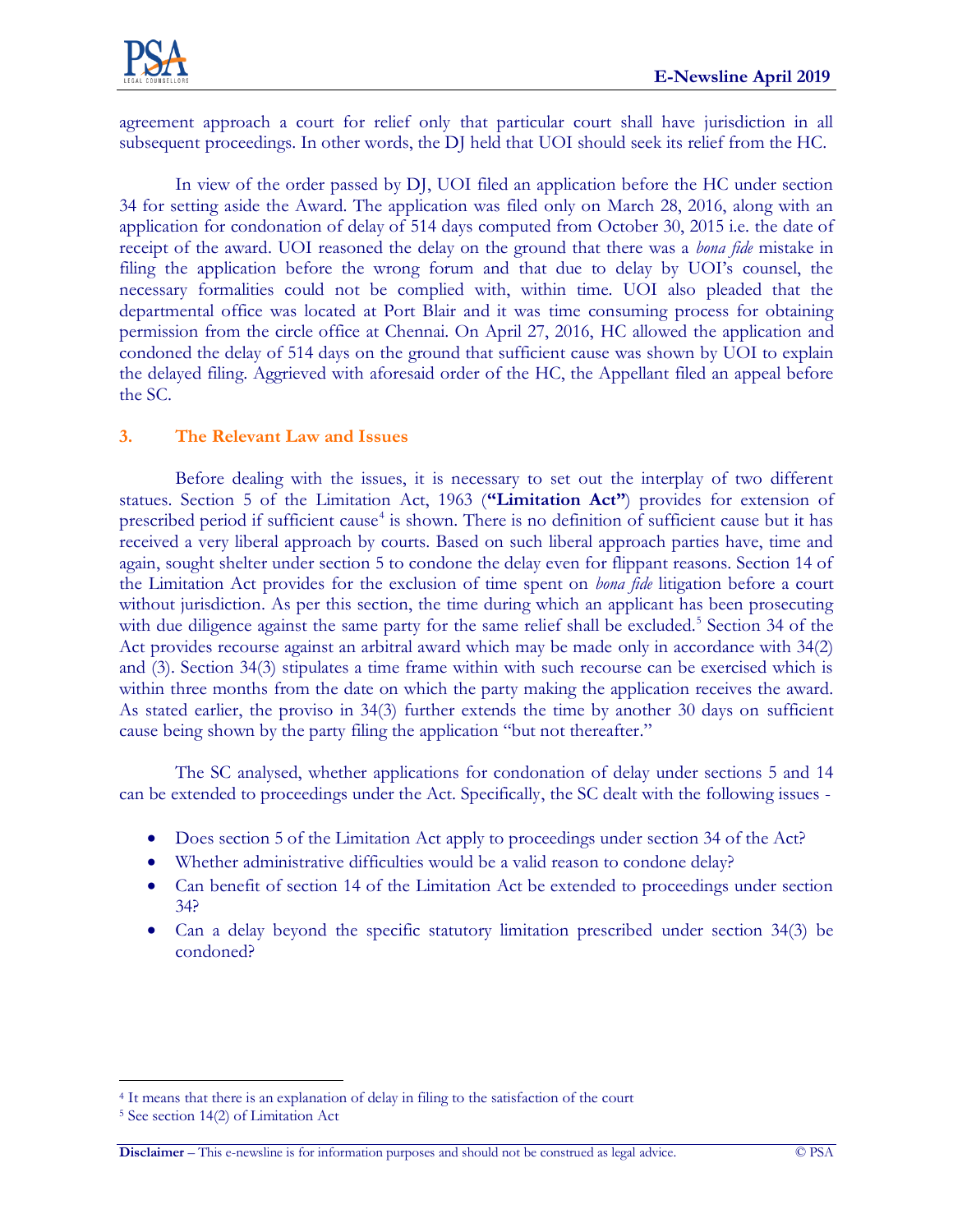agreement approach a court for relief only that particular court shall have jurisdiction in all subsequent proceedings. In other words, the DJ held that UOI should seek its relief from the HC.

In view of the order passed by DJ, UOI filed an application before the HC under section 34 for setting aside the Award. The application was filed only on March 28, 2016, along with an application for condonation of delay of 514 days computed from October 30, 2015 i.e. the date of receipt of the award. UOI reasoned the delay on the ground that there was a *bona fide* mistake in filing the application before the wrong forum and that due to delay by UOI's counsel, the necessary formalities could not be complied with, within time. UOI also pleaded that the departmental office was located at Port Blair and it was time consuming process for obtaining permission from the circle office at Chennai. On April 27, 2016, HC allowed the application and condoned the delay of 514 days on the ground that sufficient cause was shown by UOI to explain the delayed filing. Aggrieved with aforesaid order of the HC, the Appellant filed an appeal before the SC.

### 3. The Relevant Law and Issues

Before dealing with the issues, it is necessary to set out the interplay of two different statues. Section 5 of the Limitation Act, 1963 (**"Limitation Act"**) provides for extension of prescribed period if sufficient cause[4] is shown. There is no definition of sufficient cause but it has received a very liberal approach by courts. Based on such liberal approach parties have, time and again, sought shelter under section 5 to condone the delay even for flippant reasons. Section 14 of the Limitation Act provides for the exclusion of time spent on *bona fide* litigation before a court without jurisdiction. As per this section, the time during which an applicant has been prosecuting with due diligence against the same party for the same relief shall be excluded.[5] Section 34 of the Act provides recourse against an arbitral award which may be made only in accordance with 34(2) and (3). Section 34(3) stipulates a time frame within with such recourse can be exercised which is within three months from the date on which the party making the application receives the award. As stated earlier, the proviso in 34(3) further extends the time by another 30 days on sufficient cause being shown by the party filing the application "but not thereafter."

The SC analysed, whether applications for condonation of delay under sections 5 and 14 can be extended to proceedings under the Act. Specifically, the SC dealt with the following issues -

- Does section 5 of the Limitation Act apply to proceedings under section 34 of the Act?
- Whether administrative difficulties would be a valid reason to condone delay?
- Can benefit of section 14 of the Limitation Act be extended to proceedings under section 34?
- Can a delay beyond the specific statutory limitation prescribed under section 34(3) be condoned?

---

[4] It means that there is an explanation of delay in filing to the satisfaction of the court

[5] See section 14(2) of Limitation Act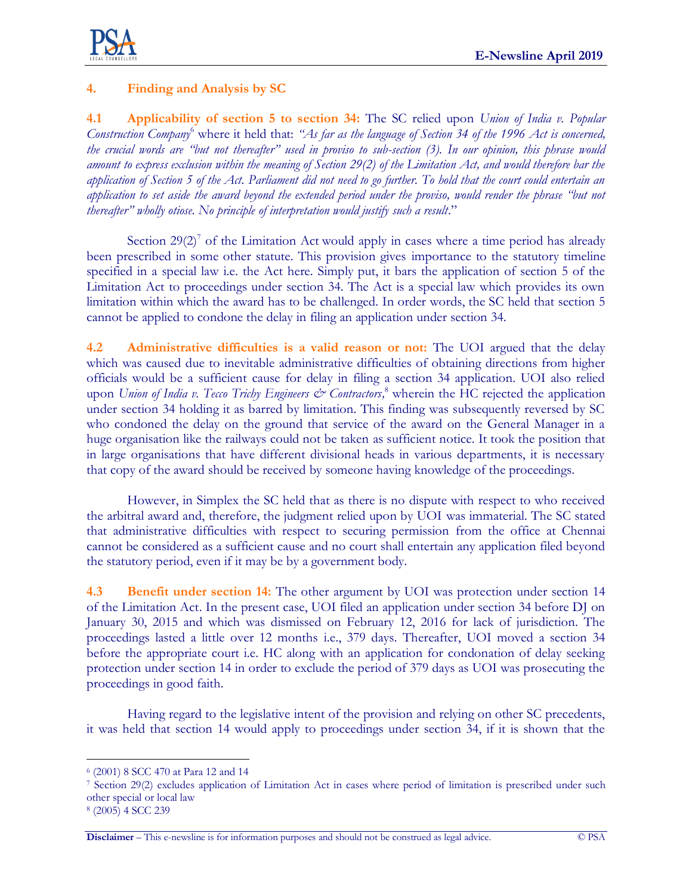## 4. Finding and Analysis by SC

**4.1 Applicability of section 5 to section 34:** The SC relied upon *Union of India v. Popular Construction Company*[6] where it held that: *"As far as the language of Section 34 of the 1996 Act is concerned, the crucial words are "but not thereafter" used in proviso to sub-section (3). In our opinion, this phrase would amount to express exclusion within the meaning of Section 29(2) of the Limitation Act, and would therefore bar the application of Section 5 of the Act. Parliament did not need to go further. To hold that the court could entertain an application to set aside the award beyond the extended period under the proviso, would render the phrase "but not thereafter" wholly otiose. No principle of interpretation would justify such a result*."

Section 29(2)[7] of the Limitation Act would apply in cases where a time period has already been prescribed in some other statute. This provision gives importance to the statutory timeline specified in a special law i.e. the Act here. Simply put, it bars the application of section 5 of the Limitation Act to proceedings under section 34. The Act is a special law which provides its own limitation within which the award has to be challenged. In order words, the SC held that section 5 cannot be applied to condone the delay in filing an application under section 34.

**4.2 Administrative difficulties is a valid reason or not:** The UOI argued that the delay which was caused due to inevitable administrative difficulties of obtaining directions from higher officials would be a sufficient cause for delay in filing a section 34 application. UOI also relied upon *Union of India v. Tecco Trichy Engineers & Contractors,*[8] wherein the HC rejected the application under section 34 holding it as barred by limitation. This finding was subsequently reversed by SC who condoned the delay on the ground that service of the award on the General Manager in a huge organisation like the railways could not be taken as sufficient notice. It took the position that in large organisations that have different divisional heads in various departments, it is necessary that copy of the award should be received by someone having knowledge of the proceedings.

However, in Simplex the SC held that as there is no dispute with respect to who received the arbitral award and, therefore, the judgment relied upon by UOI was immaterial. The SC stated that administrative difficulties with respect to securing permission from the office at Chennai cannot be considered as a sufficient cause and no court shall entertain any application filed beyond the statutory period, even if it may be by a government body.

**4.3 Benefit under section 14:** The other argument by UOI was protection under section 14 of the Limitation Act. In the present case, UOI filed an application under section 34 before DJ on January 30, 2015 and which was dismissed on February 12, 2016 for lack of jurisdiction. The proceedings lasted a little over 12 months i.e., 379 days. Thereafter, UOI moved a section 34 before the appropriate court i.e. HC along with an application for condonation of delay seeking protection under section 14 in order to exclude the period of 379 days as UOI was prosecuting the proceedings in good faith.

Having regard to the legislative intent of the provision and relying on other SC precedents, it was held that section 14 would apply to proceedings under section 34, if it is shown that the

---

[6] (2001) 8 SCC 470 at Para 12 and 14

[7] Section 29(2) excludes application of Limitation Act in cases where period of limitation is prescribed under such other special or local law

[8] (2005) 4 SCC 239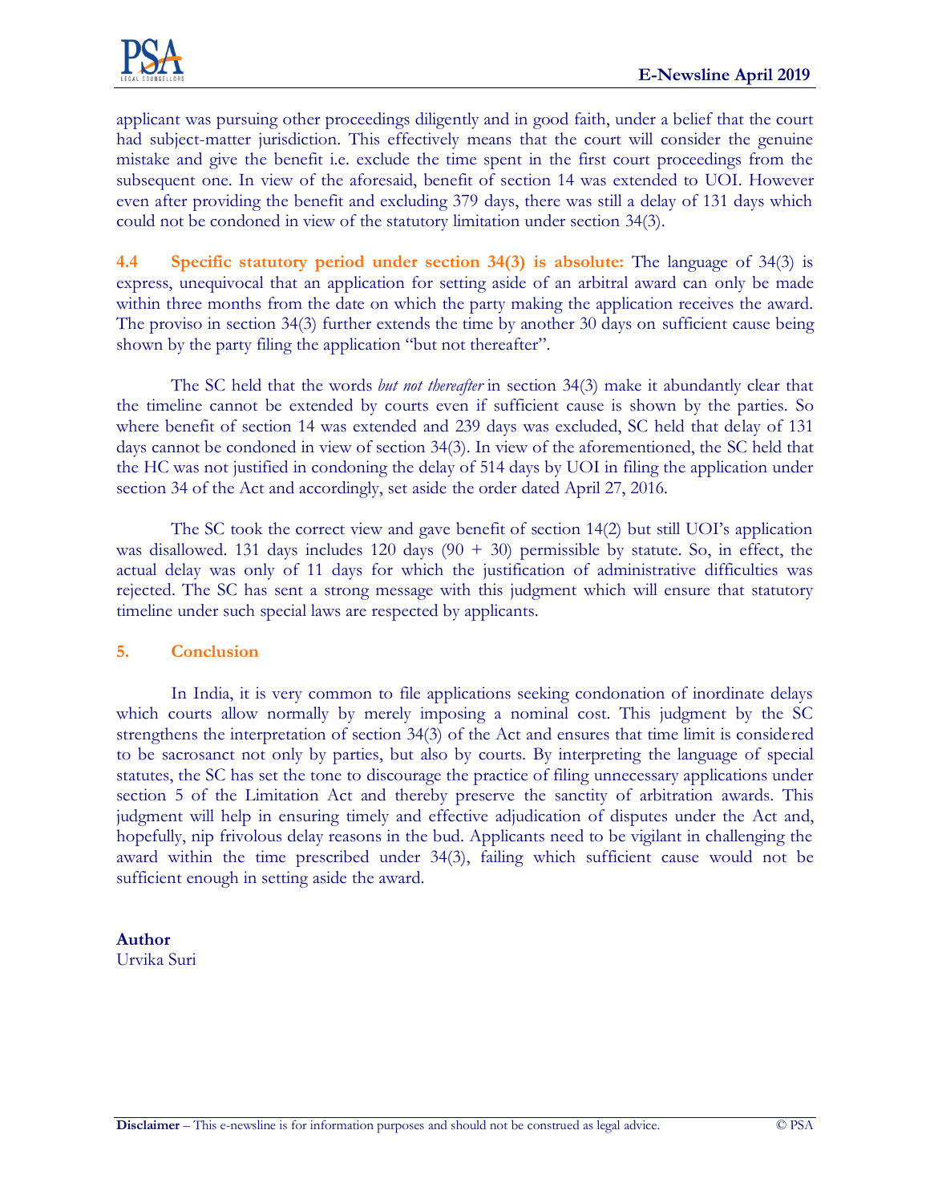applicant was pursuing other proceedings diligently and in good faith, under a belief that the court had subject-matter jurisdiction. This effectively means that the court will consider the genuine mistake and give the benefit i.e. exclude the time spent in the first court proceedings from the subsequent one. In view of the aforesaid, benefit of section 14 was extended to UOI. However even after providing the benefit and excluding 379 days, there was still a delay of 131 days which could not be condoned in view of the statutory limitation under section 34(3).

**4.4 Specific statutory period under section 34(3) is absolute:** The language of 34(3) is express, unequivocal that an application for setting aside of an arbitral award can only be made within three months from the date on which the party making the application receives the award. The proviso in section 34(3) further extends the time by another 30 days on sufficient cause being shown by the party filing the application "but not thereafter".

The SC held that the words *but not thereafter* in section 34(3) make it abundantly clear that the timeline cannot be extended by courts even if sufficient cause is shown by the parties. So where benefit of section 14 was extended and 239 days was excluded, SC held that delay of 131 days cannot be condoned in view of section 34(3). In view of the aforementioned, the SC held that the HC was not justified in condoning the delay of 514 days by UOI in filing the application under section 34 of the Act and accordingly, set aside the order dated April 27, 2016.

The SC took the correct view and gave benefit of section 14(2) but still UOI's application was disallowed. 131 days includes 120 days (90 + 30) permissible by statute. So, in effect, the actual delay was only of 11 days for which the justification of administrative difficulties was rejected. The SC has sent a strong message with this judgment which will ensure that statutory timeline under such special laws are respected by applicants.

## 5. Conclusion

In India, it is very common to file applications seeking condonation of inordinate delays which courts allow normally by merely imposing a nominal cost. This judgment by the SC strengthens the interpretation of section 34(3) of the Act and ensures that time limit is considered to be sacrosanct not only by parties, but also by courts. By interpreting the language of special statutes, the SC has set the tone to discourage the practice of filing unnecessary applications under section 5 of the Limitation Act and thereby preserve the sanctity of arbitration awards. This judgment will help in ensuring timely and effective adjudication of disputes under the Act and, hopefully, nip frivolous delay reasons in the bud. Applicants need to be vigilant in challenging the award within the time prescribed under 34(3), failing which sufficient cause would not be sufficient enough in setting aside the award.

**Author**
Urvika Suri